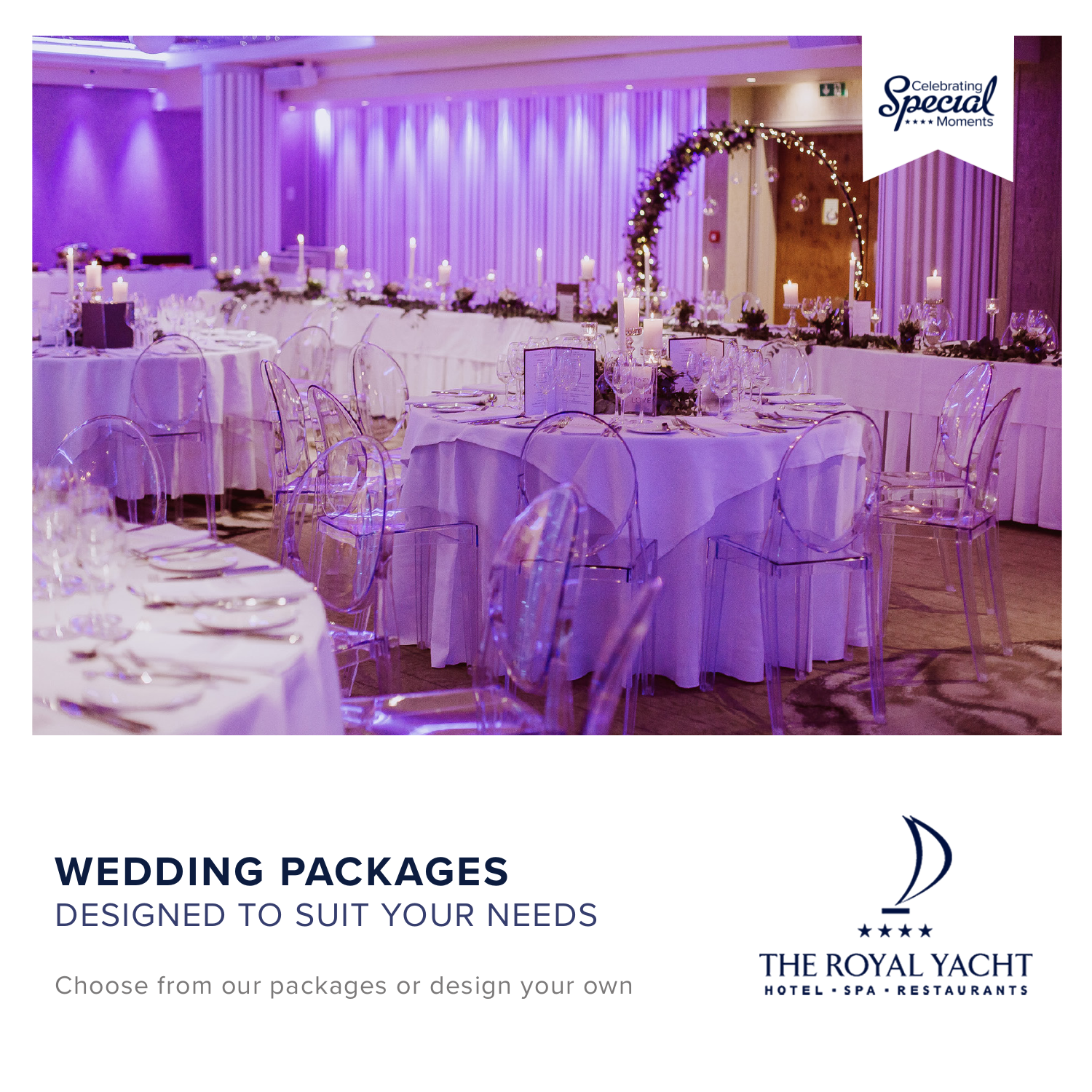Celebrating Special Moments

# WEDDING PACKAGES

## DESIGNED TO SUIT YOUR NEEDS

Choose from our packages or design your own

★★★★
THE ROYAL YACHT
HOTEL · SPA · RESTAURANTS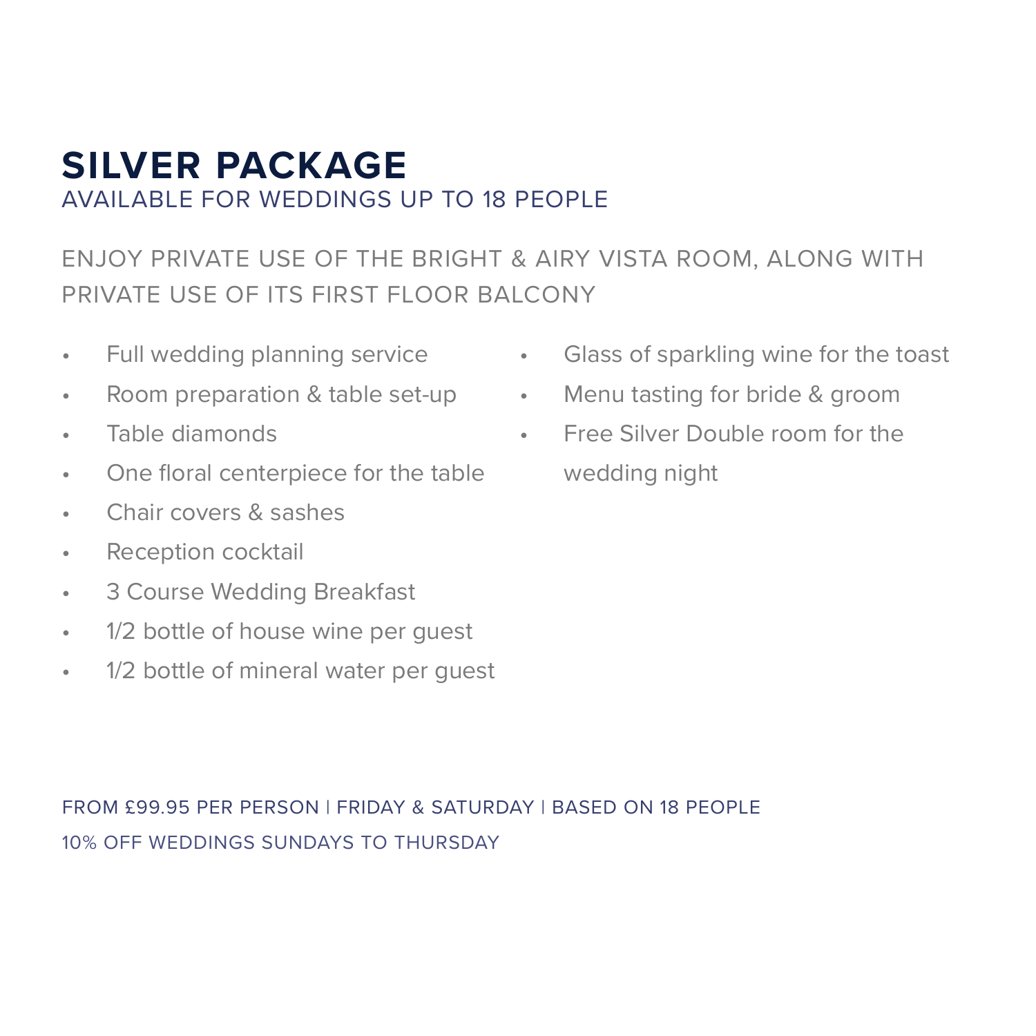# SILVER PACKAGE

AVAILABLE FOR WEDDINGS UP TO 18 PEOPLE

ENJOY PRIVATE USE OF THE BRIGHT & AIRY VISTA ROOM, ALONG WITH PRIVATE USE OF ITS FIRST FLOOR BALCONY

- Full wedding planning service
- Room preparation & table set-up
- Table diamonds
- One floral centerpiece for the table
- Chair covers & sashes
- Reception cocktail
- 3 Course Wedding Breakfast
- 1/2 bottle of house wine per guest
- 1/2 bottle of mineral water per guest
- Glass of sparkling wine for the toast
- Menu tasting for bride & groom
- Free Silver Double room for the wedding night

FROM £99.95 PER PERSON | FRIDAY & SATURDAY | BASED ON 18 PEOPLE

10% OFF WEDDINGS SUNDAYS TO THURSDAY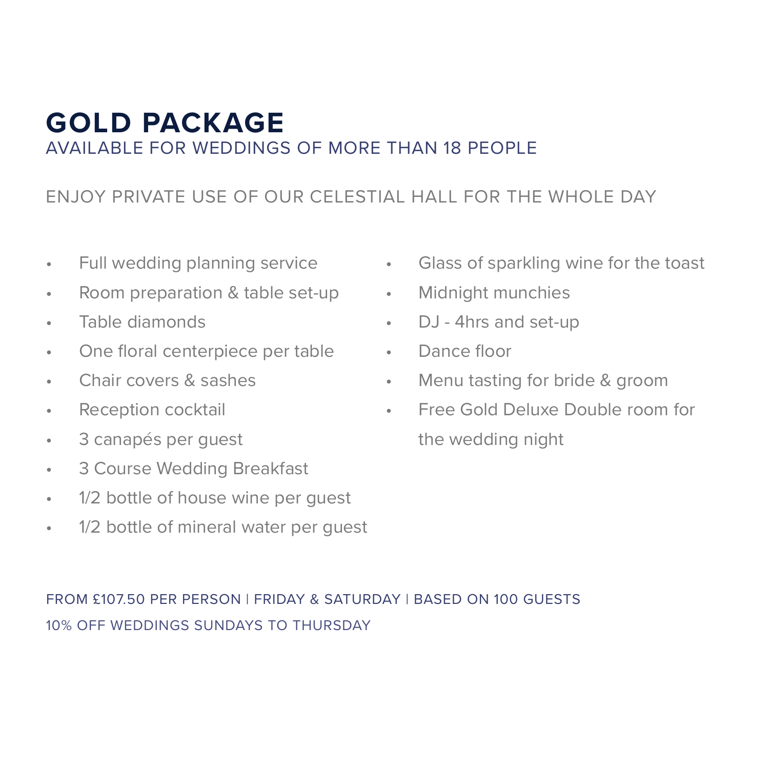# GOLD PACKAGE

AVAILABLE FOR WEDDINGS OF MORE THAN 18 PEOPLE

ENJOY PRIVATE USE OF OUR CELESTIAL HALL FOR THE WHOLE DAY

- Full wedding planning service
- Room preparation & table set-up
- Table diamonds
- One floral centerpiece per table
- Chair covers & sashes
- Reception cocktail
- 3 canapés per guest
- 3 Course Wedding Breakfast
- 1/2 bottle of house wine per guest
- 1/2 bottle of mineral water per guest
- Glass of sparkling wine for the toast
- Midnight munchies
- DJ - 4hrs and set-up
- Dance floor
- Menu tasting for bride & groom
- Free Gold Deluxe Double room for the wedding night

FROM £107.50 PER PERSON | FRIDAY & SATURDAY | BASED ON 100 GUESTS

10% OFF WEDDINGS SUNDAYS TO THURSDAY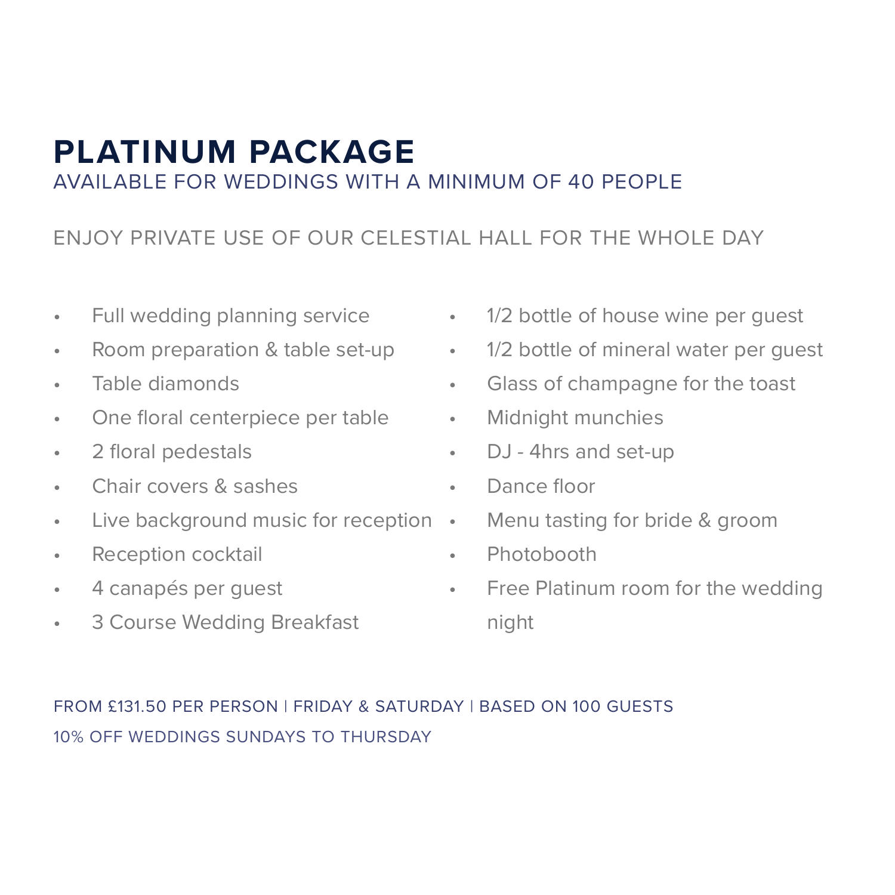# PLATINUM PACKAGE

AVAILABLE FOR WEDDINGS WITH A MINIMUM OF 40 PEOPLE

ENJOY PRIVATE USE OF OUR CELESTIAL HALL FOR THE WHOLE DAY

- Full wedding planning service
- Room preparation & table set-up
- Table diamonds
- One floral centerpiece per table
- 2 floral pedestals
- Chair covers & sashes
- Live background music for reception
- Reception cocktail
- 4 canapés per guest
- 3 Course Wedding Breakfast
- 1/2 bottle of house wine per guest
- 1/2 bottle of mineral water per guest
- Glass of champagne for the toast
- Midnight munchies
- DJ - 4hrs and set-up
- Dance floor
- Menu tasting for bride & groom
- Photobooth
- Free Platinum room for the wedding night

FROM £131.50 PER PERSON | FRIDAY & SATURDAY | BASED ON 100 GUESTS

10% OFF WEDDINGS SUNDAYS TO THURSDAY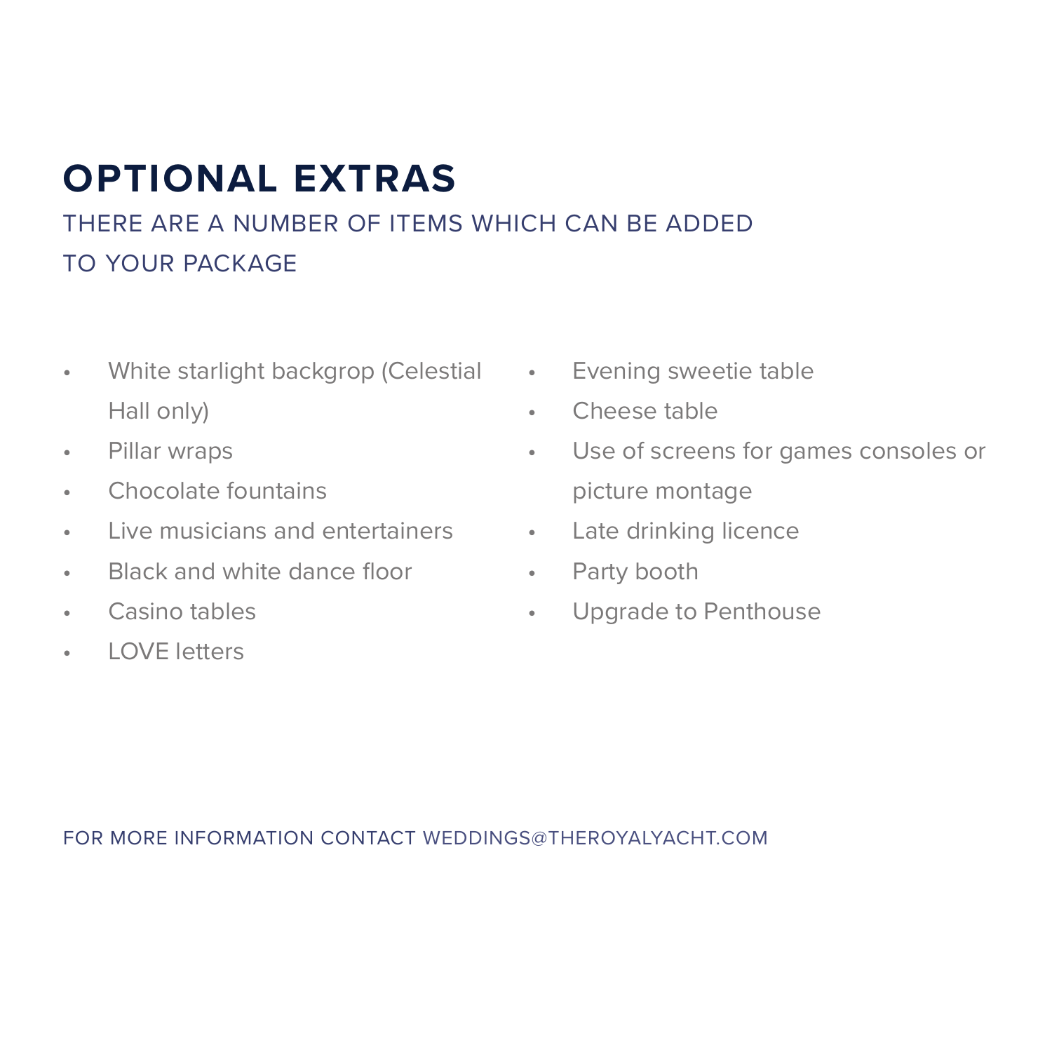# OPTIONAL EXTRAS

THERE ARE A NUMBER OF ITEMS WHICH CAN BE ADDED TO YOUR PACKAGE

- White starlight backgrop (Celestial Hall only)
- Pillar wraps
- Chocolate fountains
- Live musicians and entertainers
- Black and white dance floor
- Casino tables
- LOVE letters
- Evening sweetie table
- Cheese table
- Use of screens for games consoles or picture montage
- Late drinking licence
- Party booth
- Upgrade to Penthouse

FOR MORE INFORMATION CONTACT WEDDINGS@THEROYALYACHT.COM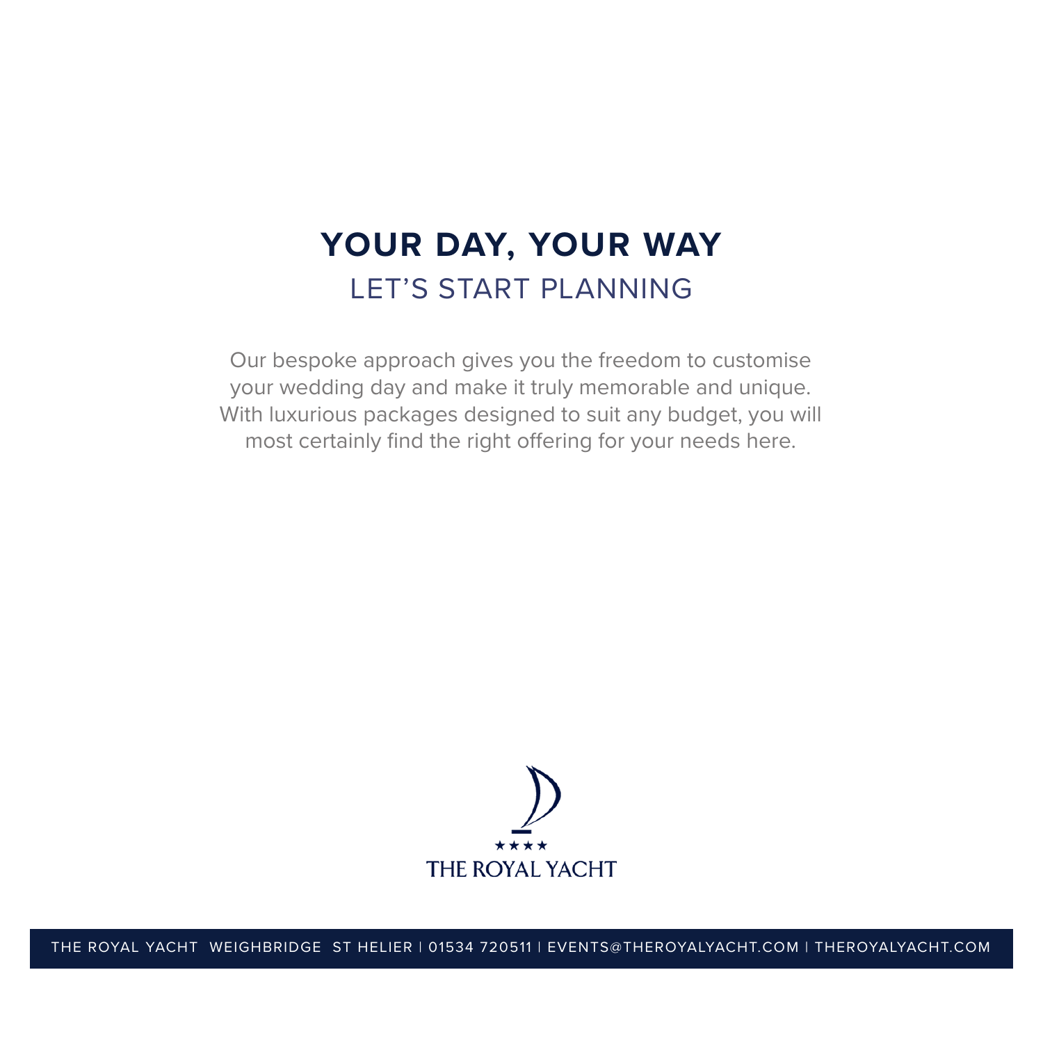# YOUR DAY, YOUR WAY

## LET'S START PLANNING

Our bespoke approach gives you the freedom to customise your wedding day and make it truly memorable and unique. With luxurious packages designed to suit any budget, you will most certainly find the right offering for your needs here.

★★★★

THE ROYAL YACHT

THE ROYAL YACHT WEIGHBRIDGE ST HELIER | 01534 720511 | EVENTS@THEROYALYACHT.COM | THEROYALYACHT.COM